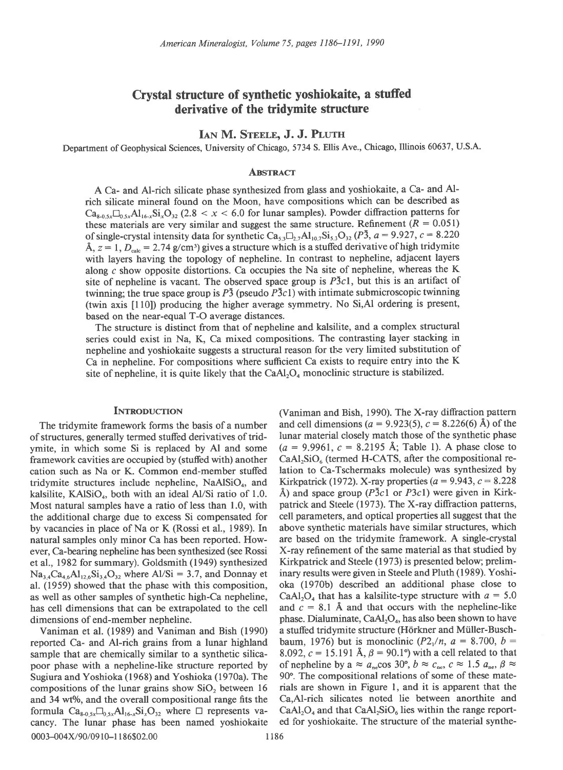# Crystal structure of synthetic yoshiokaite, a stuffed derivative of the tridymite structure

**Ian M. Steele, J. J. Pluth**

Department of Geophysical Sciences, University of Chicago, 5734 S. Ellis Ave., Chicago, Illinois 60637, U.S.A.

## Abstract

A Ca- and Al-rich silicate phase synthesized from glass and yoshiokaite, a Ca- and Al-rich silicate mineral found on the Moon, have compositions which can be described as $Ca_{8-0.5x}\square_{0.5x}Al_{16-x}Si_xO_{32}$ ($2.8 < x < 6.0$ for lunar samples). Powder diffraction patterns for these materials are very similar and suggest the same structure. Refinement ($R = 0.051$) of single-crystal intensity data for synthetic $Ca_{5.3}\square_{2.7}Al_{10.7}Si_{5.3}O_{32}$ ($P\bar{3}$, $a = 9.927$, $c = 8.220$ Å, $z = 1$, $D_{calc} = 2.74$ g/cm³) gives a structure which is a stuffed derivative of high tridymite with layers having the topology of nepheline. In contrast to nepheline, adjacent layers along $c$ show opposite distortions. Ca occupies the Na site of nepheline, whereas the K site of nepheline is vacant. The observed space group is $P\bar{3}c1$, but this is an artifact of twinning; the true space group is $P\bar{3}$ (pseudo $P\bar{3}c1$) with intimate submicroscopic twinning (twin axis [110]) producing the higher average symmetry. No Si,Al ordering is present, based on the near-equal T-O average distances.

The structure is distinct from that of nepheline and kalsilite, and a complex structural series could exist in Na, K, Ca mixed compositions. The contrasting layer stacking in nepheline and yoshiokaite suggests a structural reason for the very limited substitution of Ca in nepheline. For compositions where sufficient Ca exists to require entry into the K site of nepheline, it is quite likely that the $CaAl_2O_4$ monoclinic structure is stabilized.

## Introduction

The tridymite framework forms the basis of a number of structures, generally termed stuffed derivatives of tridymite, in which some Si is replaced by Al and some framework cavities are occupied by (stuffed with) another cation such as Na or K. Common end-member stuffed tridymite structures include nepheline, $NaAlSiO_4$, and kalsilite, $KAlSiO_4$, both with an ideal Al/Si ratio of 1.0. Most natural samples have a ratio of less than 1.0, with the additional charge due to excess Si compensated for by vacancies in place of Na or K (Rossi et al., 1989). In natural samples only minor Ca has been reported. However, Ca-bearing nepheline has been synthesized (see Rossi et al., 1982 for summary). Goldsmith (1949) synthesized $Na_{3.4}Ca_{4.6}Al_{12.6}Si_{3.4}O_{32}$ where Al/Si = 3.7, and Donnay et al. (1959) showed that the phase with this composition, as well as other samples of synthetic high-Ca nepheline, has cell dimensions that can be extrapolated to the cell dimensions of end-member nepheline.

Vaniman et al. (1989) and Vaniman and Bish (1990) reported Ca- and Al-rich grains from a lunar highland sample that are chemically similar to a synthetic silica-poor phase with a nepheline-like structure reported by Sugiura and Yoshioka (1968) and Yoshioka (1970a). The compositions of the lunar grains show $SiO_2$ between 16 and 34 wt%, and the overall compositional range fits the formula $Ca_{8-0.5x}\square_{0.5x}Al_{16-x}Si_xO_{32}$ where $\square$ represents vacancy. The lunar phase has been named yoshiokaite (Vaniman and Bish, 1990). The X-ray diffraction pattern and cell dimensions ($a = 9.923(5)$, $c = 8.226(6)$ Å) of the lunar material closely match those of the synthetic phase ($a = 9.9961$, $c = 8.2195$ Å; Table 1). A phase close to $CaAl_2SiO_6$ (termed H-CATS, after the compositional relation to Ca-Tschermaks molecule) was synthesized by Kirkpatrick (1972). X-ray properties ($a = 9.943$, $c = 8.228$ Å) and space group ($P\bar{3}c1$ or $P3c1$) were given in Kirkpatrick and Steele (1973). The X-ray diffraction patterns, cell parameters, and optical properties all suggest that the above synthetic materials have similar structures, which are based on the tridymite framework. A single-crystal X-ray refinement of the same material as that studied by Kirkpatrick and Steele (1973) is presented below; preliminary results were given in Steele and Pluth (1989). Yoshioka (1970b) described an additional phase close to $CaAl_2O_4$ that has a kalsilite-type structure with $a = 5.0$ and $c = 8.1$ Å and that occurs with the nepheline-like phase. Dialuminate, $CaAl_2O_4$, has also been shown to have a stuffed tridymite structure (Hörkner and Müller-Buschbaum, 1976) but is monoclinic ($P2_1/n$, $a = 8.700$, $b = 8.092$, $c = 15.191$ Å, $\beta = 90.1°$) with a cell related to that of nepheline by $a \approx a_{ne}\cos 30°$, $b \approx c_{ne}$, $c \approx 1.5\ a_{ne}$, $\beta \approx 90°$. The compositional relations of some of these materials are shown in Figure 1, and it is apparent that the Ca,Al-rich silicates noted lie between anorthite and $CaAl_2O_4$ and that $CaAl_2SiO_6$ lies within the range reported for yoshiokaite. The structure of the material synthe-

0003-004X/90/0910-1186$02.00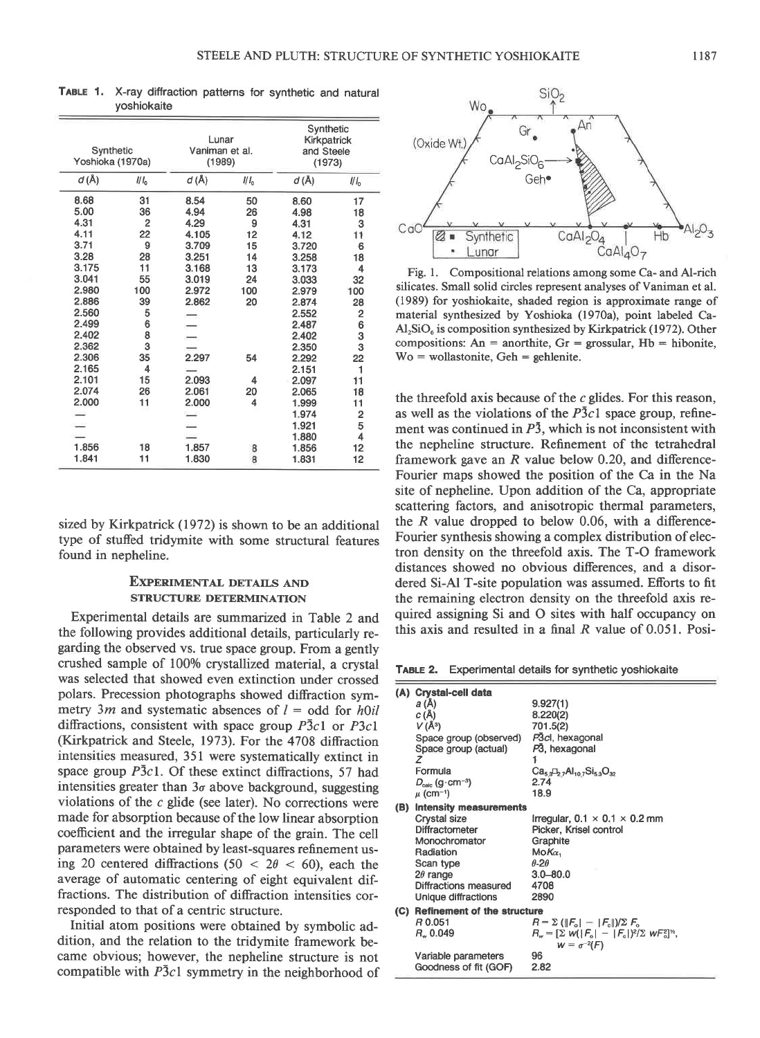**TABLE 1.** X-ray diffraction patterns for synthetic and natural yoshiokaite

| Synthetic Yoshioka (1970a) | | Lunar Vaniman et al. (1989) | | Synthetic Kirkpatrick and Steele (1973) | |
|---|---|---|---|---|---|
| *d* (Å) | *I*/*I*$_0$ | *d* (Å) | *I*/*I*$_0$ | *d* (Å) | *I*/*I*$_0$ |
| 8.68 | 31 | 8.54 | 50 | 8.60 | 17 |
| 5.00 | 36 | 4.94 | 26 | 4.98 | 18 |
| 4.31 | 2 | 4.29 | 9 | 4.31 | 3 |
| 4.11 | 22 | 4.105 | 12 | 4.12 | 11 |
| 3.71 | 9 | 3.709 | 15 | 3.720 | 6 |
| 3.28 | 28 | 3.251 | 14 | 3.258 | 18 |
| 3.175 | 11 | 3.168 | 13 | 3.173 | 4 |
| 3.041 | 55 | 3.019 | 24 | 3.033 | 32 |
| 2.980 | 100 | 2.972 | 100 | 2.979 | 100 |
| 2.886 | 39 | 2.862 | 20 | 2.874 | 28 |
| 2.560 | 5 | — | | 2.552 | 2 |
| 2.499 | 6 | — | | 2.487 | 6 |
| 2.402 | 8 | — | | 2.402 | 3 |
| 2.362 | 3 | — | | 2.350 | 3 |
| 2.306 | 35 | 2.297 | 54 | 2.292 | 22 |
| 2.165 | 4 | — | | 2.151 | 1 |
| 2.101 | 15 | 2.093 | 4 | 2.097 | 11 |
| 2.074 | 26 | 2.061 | 20 | 2.065 | 18 |
| 2.000 | 11 | 2.000 | 4 | 1.999 | 11 |
| — | | — | | 1.974 | 2 |
| — | | — | | 1.921 | 5 |
| — | | — | | 1.880 | 4 |
| 1.856 | 18 | 1.857 | 8 | 1.856 | 12 |
| 1.841 | 11 | 1.830 | 8 | 1.831 | 12 |

sized by Kirkpatrick (1972) is shown to be an additional type of stuffed tridymite with some structural features found in nepheline.

## Experimental details and structure determination

Experimental details are summarized in Table 2 and the following provides additional details, particularly regarding the observed vs. true space group. From a gently crushed sample of 100% crystallized material, a crystal was selected that showed even extinction under crossed polars. Precession photographs showed diffraction symmetry $3m$ and systematic absences of $l$ = odd for $h0il$ diffractions, consistent with space group $P\bar{3}c1$ or $P3c1$ (Kirkpatrick and Steele, 1973). For the 4708 diffraction intensities measured, 351 were systematically extinct in space group $P\bar{3}c1$. Of these extinct diffractions, 57 had intensities greater than $3\sigma$ above background, suggesting violations of the $c$ glide (see later). No corrections were made for absorption because of the low linear absorption coefficient and the irregular shape of the grain. The cell parameters were obtained by least-squares refinement using 20 centered diffractions ($50 < 2\theta < 60$), each the average of automatic centering of eight equivalent diffractions. The distribution of diffraction intensities corresponded to that of a centric structure.

Initial atom positions were obtained by symbolic addition, and the relation to the tridymite framework became obvious; however, the nepheline structure is not compatible with $P\bar{3}c1$ symmetry in the neighborhood of the threefold axis because of the $c$ glides. For this reason, as well as the violations of the $P\bar{3}c1$ space group, refinement was continued in $P\bar{3}$, which is not inconsistent with the nepheline structure. Refinement of the tetrahedral framework gave an $R$ value below 0.20, and difference-Fourier maps showed the position of the Ca in the Na site of nepheline. Upon addition of the Ca, appropriate scattering factors, and anisotropic thermal parameters, the $R$ value dropped to below 0.06, with a difference-Fourier synthesis showing a complex distribution of electron density on the threefold axis. The T-O framework distances showed no obvious differences, and a disordered Si-Al T-site population was assumed. Efforts to fit the remaining electron density on the threefold axis required assigning Si and O sites with half occupancy on this axis and resulted in a final $R$ value of 0.051. Posi-

Fig. 1. Compositional relations among some Ca- and Al-rich silicates. Small solid circles represent analyses of Vaniman et al. (1989) for yoshiokaite, shaded region is approximate range of material synthesized by Yoshioka (1970a), point labeled $CaAl_2SiO_6$ is composition synthesized by Kirkpatrick (1972). Other compositions: An = anorthite, Gr = grossular, Hb = hibonite, Wo = wollastonite, Geh = gehlenite.

**TABLE 2.** Experimental details for synthetic yoshiokaite

| | |
|---|---|
| **(A) Crystal-cell data** | |
| *a* (Å) | 9.927(1) |
| *c* (Å) | 8.220(2) |
| *V* (Å$^3$) | 701.5(2) |
| Space group (observed) | $P\bar{3}c1$, hexagonal |
| Space group (actual) | $P\bar{3}$, hexagonal |
| *Z* | 1 |
| Formula | $Ca_{5.3}\square_{2.7}Al_{10.7}Si_{5.3}O_{32}$ |
| $D_{calc}$ (g·cm$^{-3}$) | 2.74 |
| $\mu$ (cm$^{-1}$) | 18.9 |
| **(B) Intensity measurements** | |
| Crystal size | Irregular, 0.1 × 0.1 × 0.2 mm |
| Diffractometer | Picker, Krisel control |
| Monochromator | Graphite |
| Radiation | Mo$K\alpha_1$ |
| Scan type | $\theta$-$2\theta$ |
| $2\theta$ range | 3.0–80.0 |
| Diffractions measured | 4708 |
| Unique diffractions | 2890 |
| **(C) Refinement of the structure** | |
| *R* 0.051 | $R = \Sigma(\lVert F_o\rvert - \lvert F_c\rVert)/\Sigma F_o$ |
| $R_w$ 0.049 | $R_w = [\Sigma w(\lvert F_o\rvert - \lvert F_c\rvert)^2/\Sigma wF_o^2]^{1/2}$, $w = \sigma^{-2}(F)$ |
| Variable parameters | 96 |
| Goodness of fit (GOF) | 2.82 |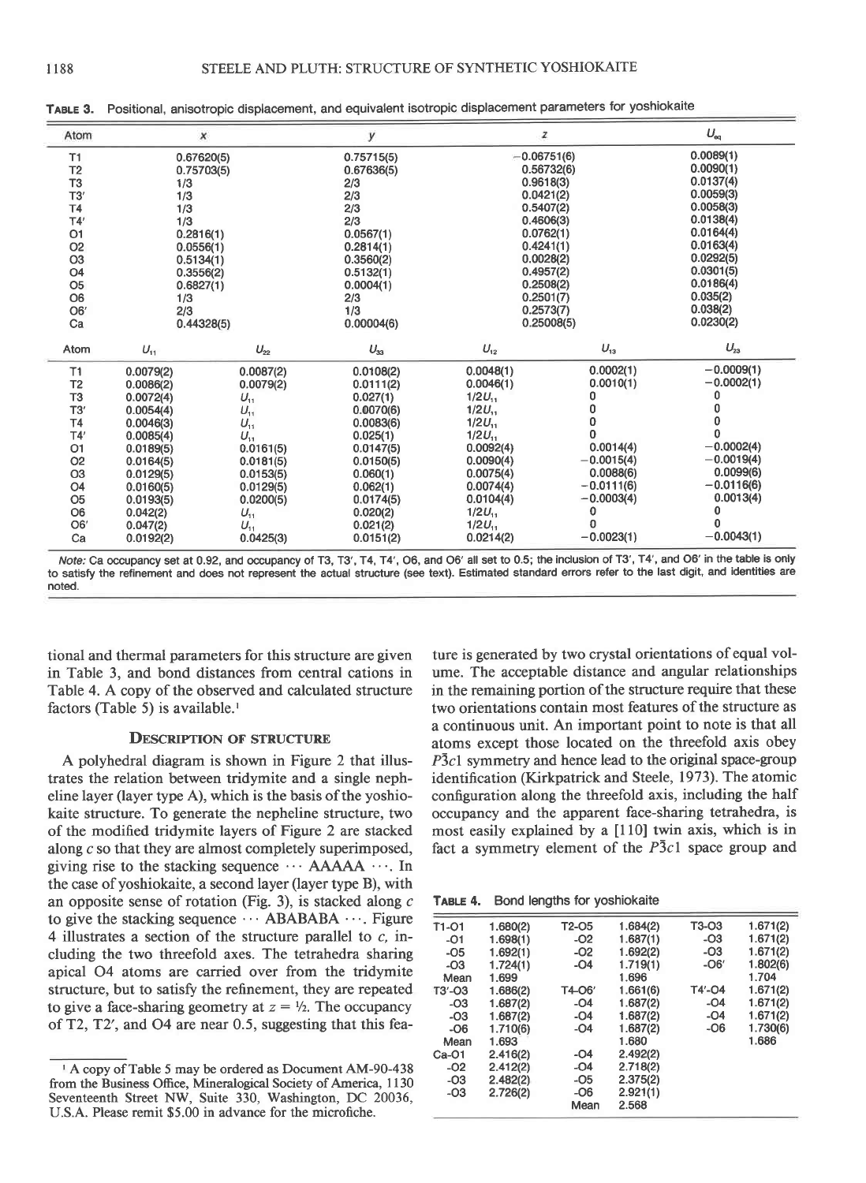**TABLE 3.** Positional, anisotropic displacement, and equivalent isotropic displacement parameters for yoshiokaite

| Atom | x | y | z | $U_{eq}$ |
|---|---|---|---|---|
| T1 | 0.67620(5) | 0.75715(5) | −0.06751(6) | 0.0089(1) |
| T2 | 0.75703(5) | 0.67636(5) | 0.56732(6) | 0.0090(1) |
| T3 | 1/3 | 2/3 | 0.9618(3) | 0.0137(4) |
| T3′ | 1/3 | 2/3 | 0.0421(2) | 0.0059(3) |
| T4 | 1/3 | 2/3 | 0.5407(2) | 0.0058(3) |
| T4′ | 1/3 | 2/3 | 0.4606(3) | 0.0138(4) |
| O1 | 0.2816(1) | 0.0567(1) | 0.0762(1) | 0.0164(4) |
| O2 | 0.0556(1) | 0.2814(1) | 0.4241(1) | 0.0163(4) |
| O3 | 0.5134(1) | 0.3560(2) | 0.0028(2) | 0.0292(5) |
| O4 | 0.3556(2) | 0.5132(1) | 0.4957(2) | 0.0301(5) |
| O5 | 0.6827(1) | 0.0004(1) | 0.2508(2) | 0.0186(4) |
| O6 | 1/3 | 2/3 | 0.2501(7) | 0.035(2) |
| O6′ | 2/3 | 1/3 | 0.2573(7) | 0.038(2) |
| Ca | 0.44328(5) | 0.00004(6) | 0.25008(5) | 0.0230(2) |

| Atom | $U_{11}$ | $U_{22}$ | $U_{33}$ | $U_{12}$ | $U_{13}$ | $U_{23}$ |
|---|---|---|---|---|---|---|
| T1 | 0.0079(2) | 0.0087(2) | 0.0108(2) | 0.0048(1) | 0.0002(1) | −0.0009(1) |
| T2 | 0.0086(2) | 0.0079(2) | 0.0111(2) | 0.0046(1) | 0.0010(1) | −0.0002(1) |
| T3 | 0.0072(4) | $U_{11}$ | 0.027(1) | $1/2U_{11}$ | 0 | 0 |
| T3′ | 0.0054(4) | $U_{11}$ | 0.0070(6) | $1/2U_{11}$ | 0 | 0 |
| T4 | 0.0046(3) | $U_{11}$ | 0.0083(6) | $1/2U_{11}$ | 0 | 0 |
| T4′ | 0.0085(4) | $U_{11}$ | 0.025(1) | $1/2U_{11}$ | 0 | 0 |
| O1 | 0.0189(5) | 0.0161(5) | 0.0147(5) | 0.0092(4) | 0.0014(4) | −0.0002(4) |
| O2 | 0.0164(5) | 0.0181(5) | 0.0150(5) | 0.0090(4) | −0.0015(4) | −0.0019(4) |
| O3 | 0.0129(5) | 0.0153(5) | 0.060(1) | 0.0075(4) | 0.0088(6) | 0.0099(6) |
| O4 | 0.0160(5) | 0.0129(5) | 0.062(1) | 0.0074(4) | −0.0111(6) | −0.0116(6) |
| O5 | 0.0193(5) | 0.0200(5) | 0.0174(5) | 0.0104(4) | −0.0003(4) | 0.0013(4) |
| O6 | 0.042(2) | $U_{11}$ | 0.020(2) | $1/2U_{11}$ | 0 | 0 |
| O6′ | 0.047(2) | $U_{11}$ | 0.021(2) | $1/2U_{11}$ | 0 | 0 |
| Ca | 0.0192(2) | 0.0425(3) | 0.0151(2) | 0.0214(2) | −0.0023(1) | −0.0043(1) |

*Note:* Ca occupancy set at 0.92, and occupancy of T3, T3′, T4, T4′, O6, and O6′ all set to 0.5; the inclusion of T3′, T4′, and O6′ in the table is only to satisfy the refinement and does not represent the actual structure (see text). Estimated standard errors refer to the last digit, and identities are noted.

tional and thermal parameters for this structure are given in Table 3, and bond distances from central cations in Table 4. A copy of the observed and calculated structure factors (Table 5) is available.[1]

## DESCRIPTION OF STRUCTURE

A polyhedral diagram is shown in Figure 2 that illustrates the relation between tridymite and a single nepheline layer (layer type A), which is the basis of the yoshiokaite structure. To generate the nepheline structure, two of the modified tridymite layers of Figure 2 are stacked along *c* so that they are almost completely superimposed, giving rise to the stacking sequence ··· AAAAA ···. In the case of yoshiokaite, a second layer (layer type B), with an opposite sense of rotation (Fig. 3), is stacked along *c* to give the stacking sequence ··· ABABABA ···. Figure 4 illustrates a section of the structure parallel to *c*, including the two threefold axes. The tetrahedra sharing apical O4 atoms are carried over from the tridymite structure, but to satisfy the refinement, they are repeated to give a face-sharing geometry at $z = 1/2$. The occupancy of T2, T2′, and O4 are near 0.5, suggesting that this feature is generated by two crystal orientations of equal volume. The acceptable distance and angular relationships in the remaining portion of the structure require that these two orientations contain most features of the structure as a continuous unit. An important point to note is that all atoms except those located on the threefold axis obey $P\bar{3}c1$ symmetry and hence lead to the original space-group identification (Kirkpatrick and Steele, 1973). The atomic configuration along the threefold axis, including the half occupancy and the apparent face-sharing tetrahedra, is most easily explained by a [110] twin axis, which is in fact a symmetry element of the $P\bar{3}c1$ space group and

**TABLE 4.** Bond lengths for yoshiokaite

| | | | | | |
|---|---|---|---|---|---|
| T1-O1 | 1.680(2) | T2-O5 | 1.684(2) | T3-O3 | 1.671(2) |
| -O1 | 1.698(1) | -O2 | 1.687(1) | -O3 | 1.671(2) |
| -O5 | 1.692(1) | -O2 | 1.692(2) | -O3 | 1.671(2) |
| -O3 | 1.724(1) | -O4 | 1.719(1) | -O6′ | 1.802(6) |
| Mean | 1.699 | | 1.696 | | 1.704 |
| T3′-O3 | 1.686(2) | T4-O6′ | 1.661(6) | T4′-O4 | 1.671(2) |
| -O3 | 1.687(2) | -O4 | 1.687(2) | -O4 | 1.671(2) |
| -O3 | 1.687(2) | -O4 | 1.687(2) | -O4 | 1.671(2) |
| -O6 | 1.710(6) | -O4 | 1.687(2) | -O6 | 1.730(6) |
| Mean | 1.693 | | 1.680 | | 1.686 |
| Ca-O1 | 2.416(2) | -O4 | 2.492(2) | | |
| -O2 | 2.412(2) | -O4 | 2.718(2) | | |
| -O3 | 2.482(2) | -O5 | 2.375(2) | | |
| -O3 | 2.726(2) | -O6 | 2.921(1) | | |
| | | Mean | 2.568 | | |

[1] A copy of Table 5 may be ordered as Document AM-90-438 from the Business Office, Mineralogical Society of America, 1130 Seventeenth Street NW, Suite 330, Washington, DC 20036, U.S.A. Please remit $5.00 in advance for the microfiche.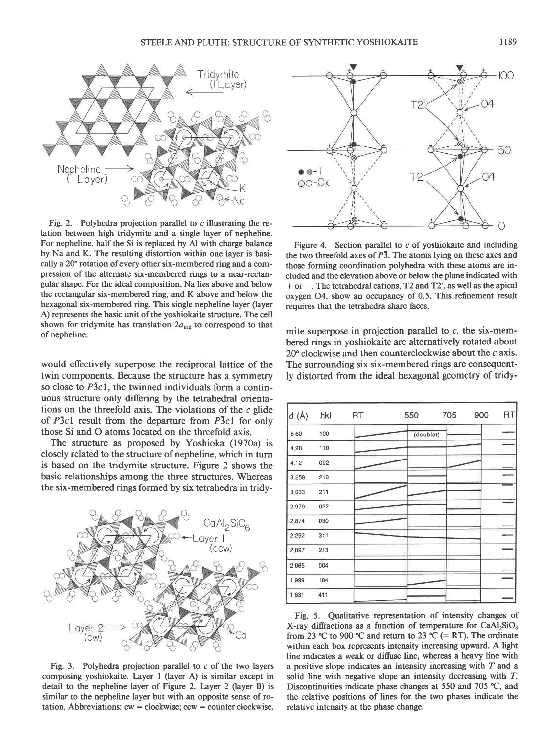Fig. 2. Polyhedra projection parallel to $c$ illustrating the relation between high tridymite and a single layer of nepheline. For nepheline, half the Si is replaced by Al with charge balance by Na and K. The resulting distortion within one layer is basically a 20° rotation of every other six-membered ring and a compression of the alternate six-membered rings to a near-rectangular shape. For the ideal composition, Na lies above and below the rectangular six-membered ring, and K above and below the hexagonal six-membered ring. This single nepheline layer (layer A) represents the basic unit of the yoshiokaite structure. The cell shown for tridymite has translation $2a_{trid}$ to correspond to that of nepheline.

would effectively superpose the reciprocal lattice of the twin components. Because the structure has a symmetry so close to $P\bar{3}c1$, the twinned individuals form a continuous structure only differing by the tetrahedral orientations on the threefold axis. The violations of the $c$ glide of $P\bar{3}c1$ result from the departure from $P\bar{3}c1$ for only those Si and O atoms located on the threefold axis.

The structure as proposed by Yoshioka (1970a) is closely related to the structure of nepheline, which in turn is based on the tridymite structure. Figure 2 shows the basic relationships among the three structures. Whereas the six-membered rings formed by six tetrahedra in tridymite superpose in projection parallel to $c$, the six-membered rings in yoshiokaite are alternatively rotated about 20° clockwise and then counterclockwise about the $c$ axis. The surrounding six six-membered rings are consequently distorted from the ideal hexagonal geometry of tridy-

Fig. 3. Polyhedra projection parallel to $c$ of the two layers composing yoshiokaite. Layer 1 (layer A) is similar except in detail to the nepheline layer of Figure 2. Layer 2 (layer B) is similar to the nepheline layer but with an opposite sense of rotation. Abbreviations: cw = clockwise; ccw = counter clockwise.

Figure 4. Section parallel to $c$ of yoshiokaite and including the two threefold axes of $P\bar{3}$. The atoms lying on these axes and those forming coordination polyhedra with these atoms are included and the elevation above or below the plane indicated with + or −. The tetrahedral cations, T2 and T2′, as well as the apical oxygen O4, show an occupancy of 0.5. This refinement result requires that the tetrahedra share faces.

Fig. 5. Qualitative representation of intensity changes of X-ray diffractions as a function of temperature for $CaAl_2SiO_6$ from 23 °C to 900 °C and return to 23 °C (= RT). The ordinate within each box represents intensity increasing upward. A light line indicates a weak or diffuse line, whereas a heavy line with a positive slope indicates an intensity increasing with $T$ and a solid line with negative slope an intensity decreasing with $T$. Discontinuities indicate phase changes at 550 and 705 °C, and the relative positions of lines for the two phases indicate the relative intensity at the phase change.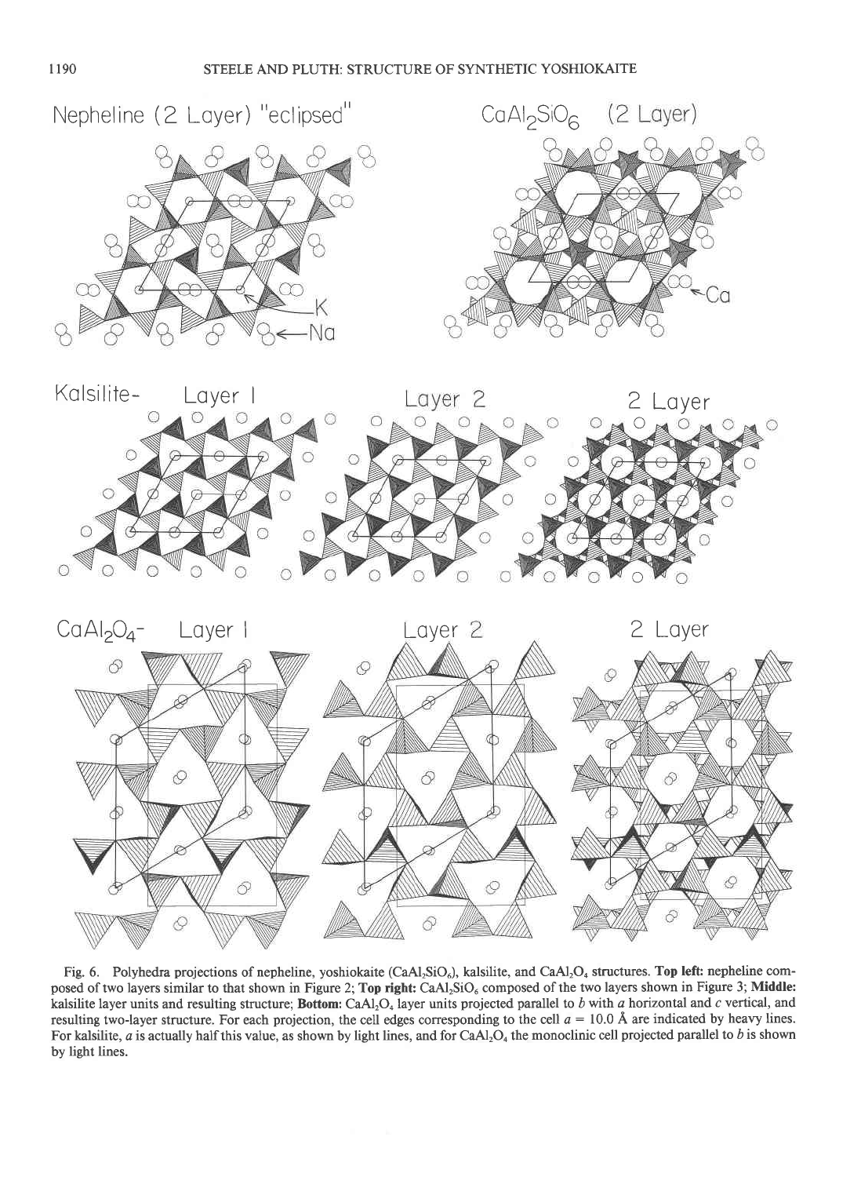Fig. 6. Polyhedra projections of nepheline, yoshiokaite ($CaAl_2SiO_6$), kalsilite, and $CaAl_2O_4$ structures. **Top left:** nepheline composed of two layers similar to that shown in Figure 2; **Top right:** $CaAl_2SiO_6$ composed of the two layers shown in Figure 3; **Middle:** kalsilite layer units and resulting structure; **Bottom:** $CaAl_2O_4$ layer units projected parallel to $b$ with $a$ horizontal and $c$ vertical, and resulting two-layer structure. For each projection, the cell edges corresponding to the cell $a = 10.0$ Å are indicated by heavy lines. For kalsilite, $a$ is actually half this value, as shown by light lines, and for $CaAl_2O_4$ the monoclinic cell projected parallel to $b$ is shown by light lines.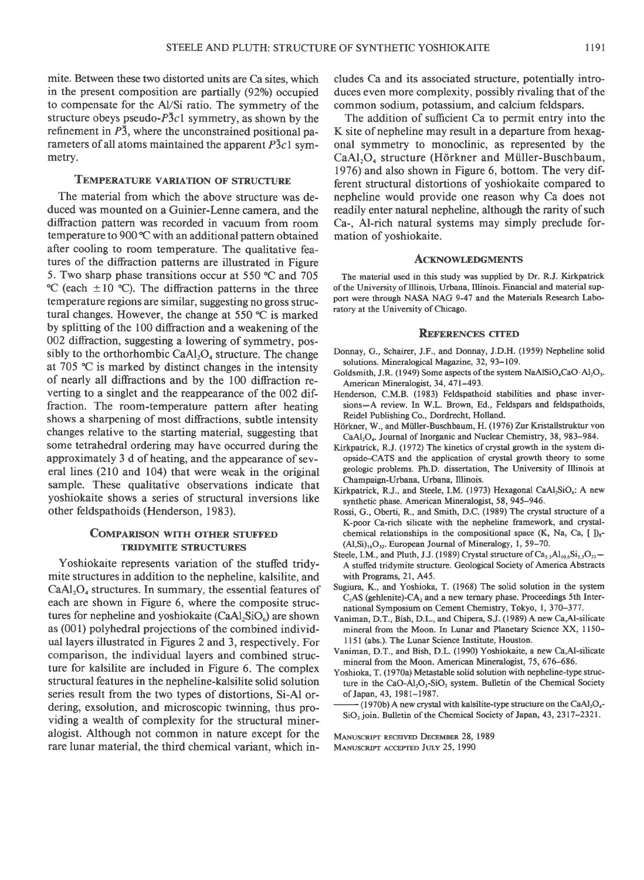mite. Between these two distorted units are Ca sites, which in the present composition are partially (92%) occupied to compensate for the Al/Si ratio. The symmetry of the structure obeys pseudo-$P\bar{3}c1$ symmetry, as shown by the refinement in $P\bar{3}$, where the unconstrained positional parameters of all atoms maintained the apparent $P\bar{3}c1$ symmetry.

## Temperature variation of structure

The material from which the above structure was deduced was mounted on a Guinier-Lenne camera, and the diffraction pattern was recorded in vacuum from room temperature to 900 °C with an additional pattern obtained after cooling to room temperature. The qualitative features of the diffraction patterns are illustrated in Figure 5. Two sharp phase transitions occur at 550 °C and 705 °C (each ±10 °C). The diffraction patterns in the three temperature regions are similar, suggesting no gross structural changes. However, the change at 550 °C is marked by splitting of the 100 diffraction and a weakening of the 002 diffraction, suggesting a lowering of symmetry, possibly to the orthorhombic $CaAl_2O_4$ structure. The change at 705 °C is marked by distinct changes in the intensity of nearly all diffractions and by the 100 diffraction reverting to a singlet and the reappearance of the 002 diffraction. The room-temperature pattern after heating shows a sharpening of most diffractions, subtle intensity changes relative to the starting material, suggesting that some tetrahedral ordering may have occurred during the approximately 3 d of heating, and the appearance of several lines (210 and 104) that were weak in the original sample. These qualitative observations indicate that yoshiokaite shows a series of structural inversions like other feldspathoids (Henderson, 1983).

## Comparison with other stuffed tridymite structures

Yoshiokaite represents variation of the stuffed tridymite structures in addition to the nepheline, kalsilite, and $CaAl_2O_4$ structures. In summary, the essential features of each are shown in Figure 6, where the composite structures for nepheline and yoshiokaite ($CaAl_2SiO_6$) are shown as (001) polyhedral projections of the combined individual layers illustrated in Figures 2 and 3, respectively. For comparison, the individual layers and combined structure for kalsilite are included in Figure 6. The complex structural features in the nepheline-kalsilite solid solution series result from the two types of distortions, Si-Al ordering, exsolution, and microscopic twinning, thus providing a wealth of complexity for the structural mineralogist. Although not common in nature except for the rare lunar material, the third chemical variant, which includes Ca and its associated structure, potentially introduces even more complexity, possibly rivaling that of the common sodium, potassium, and calcium feldspars.

The addition of sufficient Ca to permit entry into the K site of nepheline may result in a departure from hexagonal symmetry to monoclinic, as represented by the $CaAl_2O_4$ structure (Hörkner and Müller-Buschbaum, 1976) and also shown in Figure 6, bottom. The very different structural distortions of yoshiokaite compared to nepheline would provide one reason why Ca does not readily enter natural nepheline, although the rarity of such Ca-, Al-rich natural systems may simply preclude formation of yoshiokaite.

## Acknowledgments

The material used in this study was supplied by Dr. R.J. Kirkpatrick of the University of Illinois, Urbana, Illinois. Financial and material support were through NASA NAG 9-47 and the Materials Research Laboratory at the University of Chicago.

## References cited

Donnay, G., Schairer, J.F., and Donnay, J.D.H. (1959) Nepheline solid solutions. Mineralogical Magazine, 32, 93–109.

Goldsmith, J.R. (1949) Some aspects of the system $NaAlSiO_4CaO \cdot Al_2O_3$. American Mineralogist, 34, 471–493.

Henderson, C.M.B. (1983) Feldspathoid stabilities and phase inversions—A review. In W.L. Brown, Ed., Feldspars and feldspathoids, Reidel Publishing Co., Dordrecht, Holland.

Hörkner, W., and Müller-Buschbaum, H. (1976) Zur Kristallstruktur von $CaAl_2O_4$. Journal of Inorganic and Nuclear Chemistry, 38, 983–984.

Kirkpatrick, R.J. (1972) The kinetics of crystal growth in the system diopside-CATS and the application of crystal growth theory to some geologic problems. Ph.D. dissertation, The University of Illinois at Champaign-Urbana, Urbana, Illinois.

Kirkpatrick, R.J., and Steele, I.M. (1973) Hexagonal $CaAl_2SiO_6$: A new synthetic phase. American Mineralogist, 58, 945–946.

Rossi, G., Oberti, R., and Smith, D.C. (1989) The crystal structure of a K-poor Ca-rich silicate with the nepheline framework, and crystal-chemical relationships in the compositional space (K, Na, Ca, [ ])$_8$-$(Al,Si)_{16}O_{32}$. European Journal of Mineralogy, 1, 59–70.

Steele, I.M., and Pluth, J.J. (1989) Crystal structure of $Ca_{5.5}Al_{10.6}Si_{5.3}O_{32}$—A stuffed tridymite structure. Geological Society of America Abstracts with Programs, 21, A45.

Sugiura, K., and Yoshioka, T. (1968) The solid solution in the system $C_2AS$ (gehlenite)-$CA_2$ and a new ternary phase. Proceedings 5th International Symposium on Cement Chemistry, Tokyo, 1, 370–377.

Vaniman, D.T., Bish, D.L., and Chipera, S.J. (1989) A new Ca,Al-silicate mineral from the Moon. In Lunar and Planetary Science XX, 1150–1151 (abs.). The Lunar Science Institute, Houston.

Vaniman, D.T., and Bish, D.L. (1990) Yoshiokaite, a new Ca,Al-silicate mineral from the Moon. American Mineralogist, 75, 676–686.

Yoshioka, T. (1970a) Metastable solid solution with nepheline-type structure in the $CaO$-$Al_2O_3$-$SiO_2$ system. Bulletin of the Chemical Society of Japan, 43, 1981–1987.

——— (1970b) A new crystal with kalsilite-type structure on the $CaAl_2O_4$-$SiO_2$ join. Bulletin of the Chemical Society of Japan, 43, 2317–2321.

Manuscript received December 28, 1989
Manuscript accepted July 25, 1990